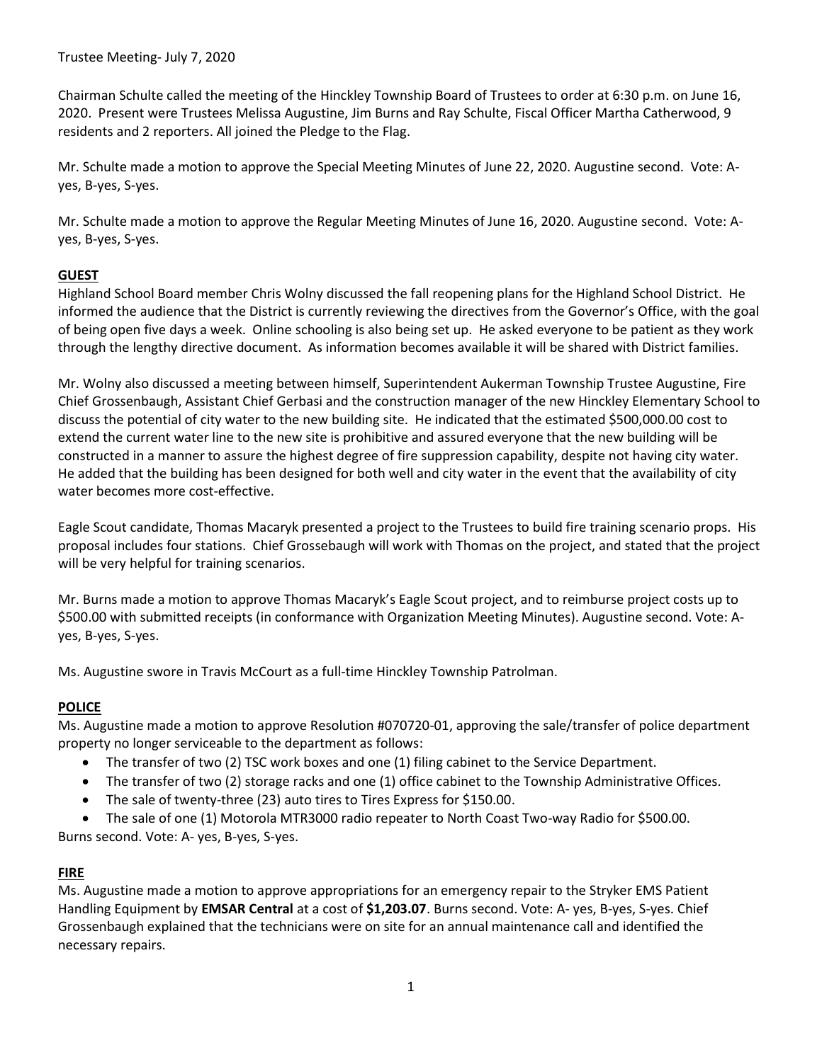Trustee Meeting- July 7, 2020

Chairman Schulte called the meeting of the Hinckley Township Board of Trustees to order at 6:30 p.m. on June 16, 2020. Present were Trustees Melissa Augustine, Jim Burns and Ray Schulte, Fiscal Officer Martha Catherwood, 9 residents and 2 reporters. All joined the Pledge to the Flag.

Mr. Schulte made a motion to approve the Special Meeting Minutes of June 22, 2020. Augustine second. Vote: A-yes, B-yes, S-yes.

Mr. Schulte made a motion to approve the Regular Meeting Minutes of June 16, 2020. Augustine second. Vote: A-yes, B-yes, S-yes.

**GUEST**

Highland School Board member Chris Wolny discussed the fall reopening plans for the Highland School District. He informed the audience that the District is currently reviewing the directives from the Governor's Office, with the goal of being open five days a week. Online schooling is also being set up. He asked everyone to be patient as they work through the lengthy directive document. As information becomes available it will be shared with District families.

Mr. Wolny also discussed a meeting between himself, Superintendent Aukerman Township Trustee Augustine, Fire Chief Grossenbaugh, Assistant Chief Gerbasi and the construction manager of the new Hinckley Elementary School to discuss the potential of city water to the new building site. He indicated that the estimated $500,000.00 cost to extend the current water line to the new site is prohibitive and assured everyone that the new building will be constructed in a manner to assure the highest degree of fire suppression capability, despite not having city water. He added that the building has been designed for both well and city water in the event that the availability of city water becomes more cost-effective.

Eagle Scout candidate, Thomas Macaryk presented a project to the Trustees to build fire training scenario props. His proposal includes four stations. Chief Grossebaugh will work with Thomas on the project, and stated that the project will be very helpful for training scenarios.

Mr. Burns made a motion to approve Thomas Macaryk's Eagle Scout project, and to reimburse project costs up to $500.00 with submitted receipts (in conformance with Organization Meeting Minutes). Augustine second. Vote: A-yes, B-yes, S-yes.

Ms. Augustine swore in Travis McCourt as a full-time Hinckley Township Patrolman.

**POLICE**

Ms. Augustine made a motion to approve Resolution #070720-01, approving the sale/transfer of police department property no longer serviceable to the department as follows:

- The transfer of two (2) TSC work boxes and one (1) filing cabinet to the Service Department.
- The transfer of two (2) storage racks and one (1) office cabinet to the Township Administrative Offices.
- The sale of twenty-three (23) auto tires to Tires Express for $150.00.
- The sale of one (1) Motorola MTR3000 radio repeater to North Coast Two-way Radio for $500.00.

Burns second. Vote: A- yes, B-yes, S-yes.

**FIRE**

Ms. Augustine made a motion to approve appropriations for an emergency repair to the Stryker EMS Patient Handling Equipment by **EMSAR Central** at a cost of **$1,203.07**. Burns second. Vote: A- yes, B-yes, S-yes. Chief Grossenbaugh explained that the technicians were on site for an annual maintenance call and identified the necessary repairs.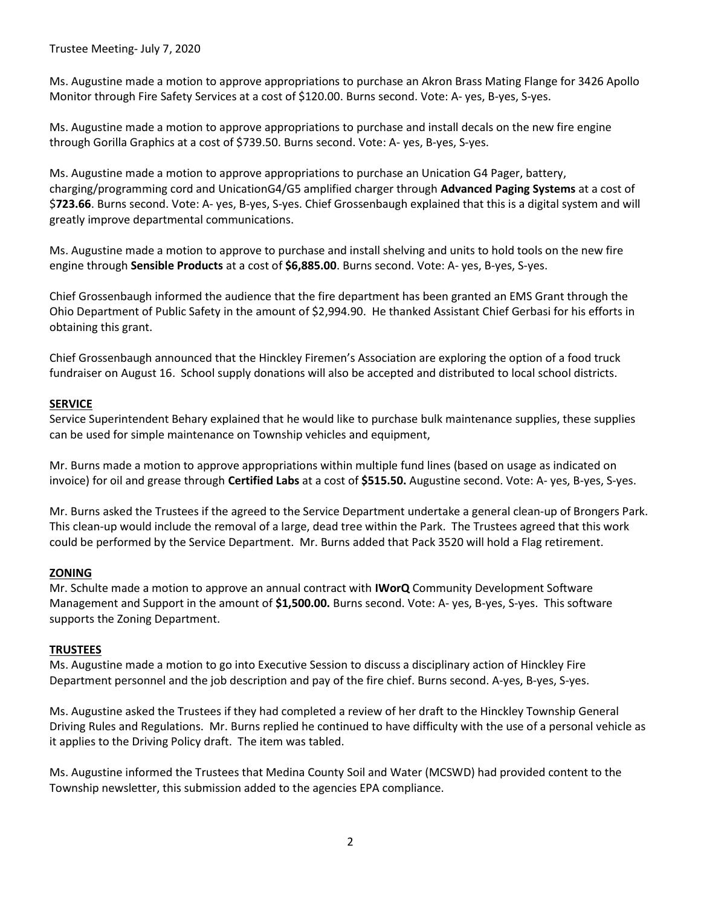Ms. Augustine made a motion to approve appropriations to purchase an Akron Brass Mating Flange for 3426 Apollo Monitor through Fire Safety Services at a cost of $120.00. Burns second. Vote: A- yes, B-yes, S-yes.

Ms. Augustine made a motion to approve appropriations to purchase and install decals on the new fire engine through Gorilla Graphics at a cost of $739.50. Burns second. Vote: A- yes, B-yes, S-yes.

Ms. Augustine made a motion to approve appropriations to purchase an Unication G4 Pager, battery, charging/programming cord and UnicationG4/G5 amplified charger through **Advanced Paging Systems** at a cost of $**723.66**. Burns second. Vote: A- yes, B-yes, S-yes. Chief Grossenbaugh explained that this is a digital system and will greatly improve departmental communications.

Ms. Augustine made a motion to approve to purchase and install shelving and units to hold tools on the new fire engine through **Sensible Products** at a cost of **$6,885.00**. Burns second. Vote: A- yes, B-yes, S-yes.

Chief Grossenbaugh informed the audience that the fire department has been granted an EMS Grant through the Ohio Department of Public Safety in the amount of $2,994.90. He thanked Assistant Chief Gerbasi for his efforts in obtaining this grant.

Chief Grossenbaugh announced that the Hinckley Firemen's Association are exploring the option of a food truck fundraiser on August 16. School supply donations will also be accepted and distributed to local school districts.

**SERVICE**

Service Superintendent Behary explained that he would like to purchase bulk maintenance supplies, these supplies can be used for simple maintenance on Township vehicles and equipment,

Mr. Burns made a motion to approve appropriations within multiple fund lines (based on usage as indicated on invoice) for oil and grease through **Certified Labs** at a cost of **$515.50.** Augustine second. Vote: A- yes, B-yes, S-yes.

Mr. Burns asked the Trustees if the agreed to the Service Department undertake a general clean-up of Brongers Park. This clean-up would include the removal of a large, dead tree within the Park. The Trustees agreed that this work could be performed by the Service Department. Mr. Burns added that Pack 3520 will hold a Flag retirement.

**ZONING**

Mr. Schulte made a motion to approve an annual contract with **IWorQ** Community Development Software Management and Support in the amount of **$1,500.00.** Burns second. Vote: A- yes, B-yes, S-yes. This software supports the Zoning Department.

**TRUSTEES**

Ms. Augustine made a motion to go into Executive Session to discuss a disciplinary action of Hinckley Fire Department personnel and the job description and pay of the fire chief. Burns second. A-yes, B-yes, S-yes.

Ms. Augustine asked the Trustees if they had completed a review of her draft to the Hinckley Township General Driving Rules and Regulations. Mr. Burns replied he continued to have difficulty with the use of a personal vehicle as it applies to the Driving Policy draft. The item was tabled.

Ms. Augustine informed the Trustees that Medina County Soil and Water (MCSWD) had provided content to the Township newsletter, this submission added to the agencies EPA compliance.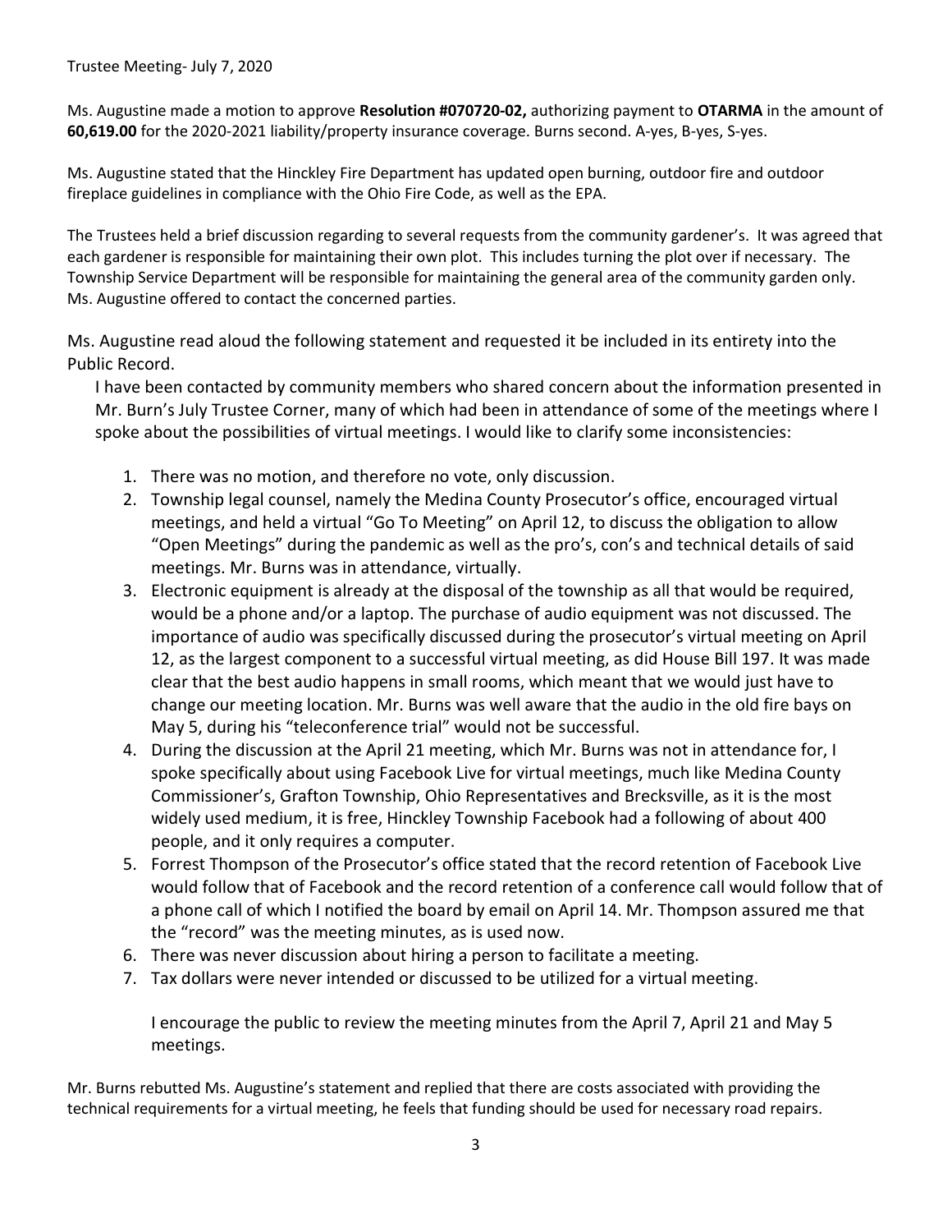Trustee Meeting- July 7, 2020

Ms. Augustine made a motion to approve **Resolution #070720-02,** authorizing payment to **OTARMA** in the amount of **60,619.00** for the 2020-2021 liability/property insurance coverage. Burns second. A-yes, B-yes, S-yes.

Ms. Augustine stated that the Hinckley Fire Department has updated open burning, outdoor fire and outdoor fireplace guidelines in compliance with the Ohio Fire Code, as well as the EPA.

The Trustees held a brief discussion regarding to several requests from the community gardener's. It was agreed that each gardener is responsible for maintaining their own plot. This includes turning the plot over if necessary. The Township Service Department will be responsible for maintaining the general area of the community garden only. Ms. Augustine offered to contact the concerned parties.

Ms. Augustine read aloud the following statement and requested it be included in its entirety into the Public Record.

> I have been contacted by community members who shared concern about the information presented in Mr. Burn's July Trustee Corner, many of which had been in attendance of some of the meetings where I spoke about the possibilities of virtual meetings. I would like to clarify some inconsistencies:
>
> 1. There was no motion, and therefore no vote, only discussion.
> 2. Township legal counsel, namely the Medina County Prosecutor's office, encouraged virtual meetings, and held a virtual "Go To Meeting" on April 12, to discuss the obligation to allow "Open Meetings" during the pandemic as well as the pro's, con's and technical details of said meetings. Mr. Burns was in attendance, virtually.
> 3. Electronic equipment is already at the disposal of the township as all that would be required, would be a phone and/or a laptop. The purchase of audio equipment was not discussed. The importance of audio was specifically discussed during the prosecutor's virtual meeting on April 12, as the largest component to a successful virtual meeting, as did House Bill 197. It was made clear that the best audio happens in small rooms, which meant that we would just have to change our meeting location. Mr. Burns was well aware that the audio in the old fire bays on May 5, during his "teleconference trial" would not be successful.
> 4. During the discussion at the April 21 meeting, which Mr. Burns was not in attendance for, I spoke specifically about using Facebook Live for virtual meetings, much like Medina County Commissioner's, Grafton Township, Ohio Representatives and Brecksville, as it is the most widely used medium, it is free, Hinckley Township Facebook had a following of about 400 people, and it only requires a computer.
> 5. Forrest Thompson of the Prosecutor's office stated that the record retention of Facebook Live would follow that of Facebook and the record retention of a conference call would follow that of a phone call of which I notified the board by email on April 14. Mr. Thompson assured me that the "record" was the meeting minutes, as is used now.
> 6. There was never discussion about hiring a person to facilitate a meeting.
> 7. Tax dollars were never intended or discussed to be utilized for a virtual meeting.
>
> I encourage the public to review the meeting minutes from the April 7, April 21 and May 5 meetings.

Mr. Burns rebutted Ms. Augustine's statement and replied that there are costs associated with providing the technical requirements for a virtual meeting, he feels that funding should be used for necessary road repairs.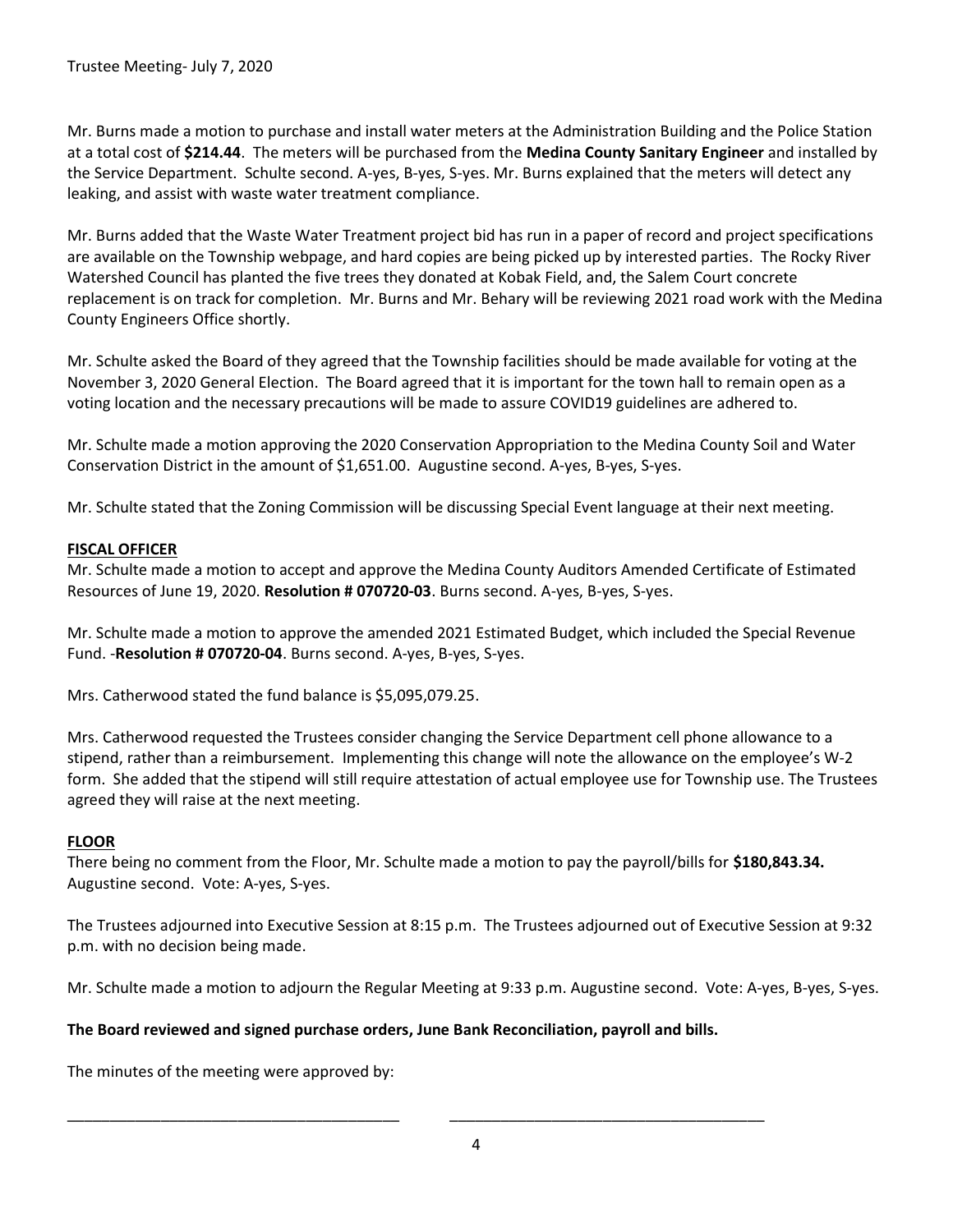Mr. Burns made a motion to purchase and install water meters at the Administration Building and the Police Station at a total cost of **$214.44**. The meters will be purchased from the **Medina County Sanitary Engineer** and installed by the Service Department. Schulte second. A-yes, B-yes, S-yes. Mr. Burns explained that the meters will detect any leaking, and assist with waste water treatment compliance.

Mr. Burns added that the Waste Water Treatment project bid has run in a paper of record and project specifications are available on the Township webpage, and hard copies are being picked up by interested parties. The Rocky River Watershed Council has planted the five trees they donated at Kobak Field, and, the Salem Court concrete replacement is on track for completion. Mr. Burns and Mr. Behary will be reviewing 2021 road work with the Medina County Engineers Office shortly.

Mr. Schulte asked the Board of they agreed that the Township facilities should be made available for voting at the November 3, 2020 General Election. The Board agreed that it is important for the town hall to remain open as a voting location and the necessary precautions will be made to assure COVID19 guidelines are adhered to.

Mr. Schulte made a motion approving the 2020 Conservation Appropriation to the Medina County Soil and Water Conservation District in the amount of $1,651.00. Augustine second. A-yes, B-yes, S-yes.

Mr. Schulte stated that the Zoning Commission will be discussing Special Event language at their next meeting.

**FISCAL OFFICER**

Mr. Schulte made a motion to accept and approve the Medina County Auditors Amended Certificate of Estimated Resources of June 19, 2020. **Resolution # 070720-03**. Burns second. A-yes, B-yes, S-yes.

Mr. Schulte made a motion to approve the amended 2021 Estimated Budget, which included the Special Revenue Fund. -**Resolution # 070720-04**. Burns second. A-yes, B-yes, S-yes.

Mrs. Catherwood stated the fund balance is $5,095,079.25.

Mrs. Catherwood requested the Trustees consider changing the Service Department cell phone allowance to a stipend, rather than a reimbursement. Implementing this change will note the allowance on the employee's W-2 form. She added that the stipend will still require attestation of actual employee use for Township use. The Trustees agreed they will raise at the next meeting.

**FLOOR**

There being no comment from the Floor, Mr. Schulte made a motion to pay the payroll/bills for **$180,843.34.** Augustine second. Vote: A-yes, S-yes.

The Trustees adjourned into Executive Session at 8:15 p.m. The Trustees adjourned out of Executive Session at 9:32 p.m. with no decision being made.

Mr. Schulte made a motion to adjourn the Regular Meeting at 9:33 p.m. Augustine second. Vote: A-yes, B-yes, S-yes.

**The Board reviewed and signed purchase orders, June Bank Reconciliation, payroll and bills.**

The minutes of the meeting were approved by:

\_\_\_\_\_\_\_\_\_\_\_\_\_\_\_\_\_\_\_\_\_\_\_\_\_\_\_\_\_\_\_\_\_\_\_\_\_\_\_\_ \_\_\_\_\_\_\_\_\_\_\_\_\_\_\_\_\_\_\_\_\_\_\_\_\_\_\_\_\_\_\_\_\_\_\_\_\_\_\_